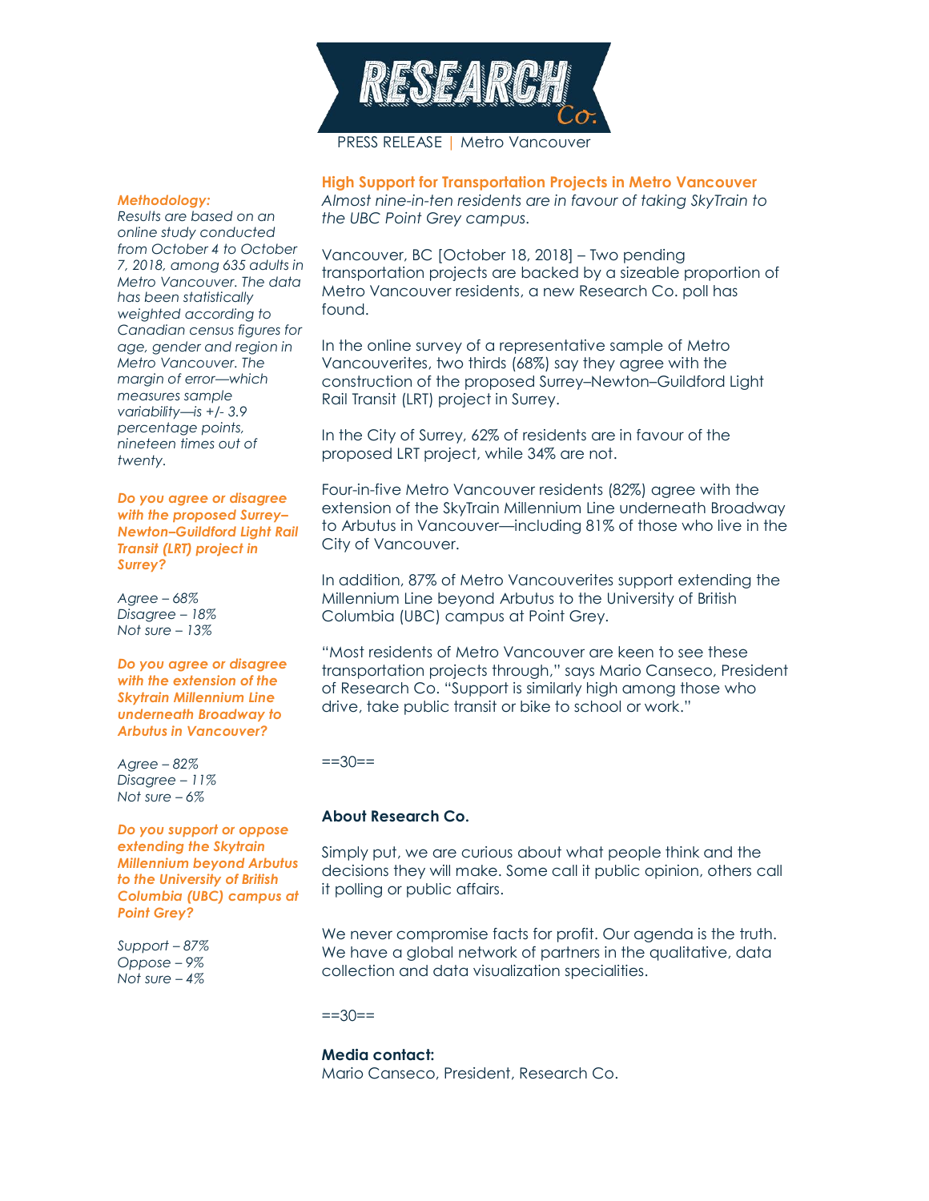RESEARCH Co.

PRESS RELEASE | Metro Vancouver

## High Support for Transportation Projects in Metro Vancouver

*Almost nine-in-ten residents are in favour of taking SkyTrain to the UBC Point Grey campus.*

Vancouver, BC [October 18, 2018] – Two pending transportation projects are backed by a sizeable proportion of Metro Vancouver residents, a new Research Co. poll has found.

In the online survey of a representative sample of Metro Vancouverites, two thirds (68%) say they agree with the construction of the proposed Surrey–Newton–Guildford Light Rail Transit (LRT) project in Surrey.

In the City of Surrey, 62% of residents are in favour of the proposed LRT project, while 34% are not.

Four-in-five Metro Vancouver residents (82%) agree with the extension of the SkyTrain Millennium Line underneath Broadway to Arbutus in Vancouver—including 81% of those who live in the City of Vancouver.

In addition, 87% of Metro Vancouverites support extending the Millennium Line beyond Arbutus to the University of British Columbia (UBC) campus at Point Grey.

"Most residents of Metro Vancouver are keen to see these transportation projects through," says Mario Canseco, President of Research Co. "Support is similarly high among those who drive, take public transit or bike to school or work."

==30==

**Methodology:**

*Results are based on an online study conducted from October 4 to October 7, 2018, among 635 adults in Metro Vancouver. The data has been statistically weighted according to Canadian census figures for age, gender and region in Metro Vancouver. The margin of error—which measures sample variability—is +/- 3.9 percentage points, nineteen times out of twenty.*

***Do you agree or disagree with the proposed Surrey–Newton–Guildford Light Rail Transit (LRT) project in Surrey?***

*Agree – 68%*
*Disagree – 18%*
*Not sure – 13%*

***Do you agree or disagree with the extension of the Skytrain Millennium Line underneath Broadway to Arbutus in Vancouver?***

*Agree – 82%*
*Disagree – 11%*
*Not sure – 6%*

***Do you support or oppose extending the Skytrain Millennium beyond Arbutus to the University of British Columbia (UBC) campus at Point Grey?***

*Support – 87%*
*Oppose – 9%*
*Not sure – 4%*

### About Research Co.

Simply put, we are curious about what people think and the decisions they will make. Some call it public opinion, others call it polling or public affairs.

We never compromise facts for profit. Our agenda is the truth. We have a global network of partners in the qualitative, data collection and data visualization specialities.

==30==

**Media contact:**
Mario Canseco, President, Research Co.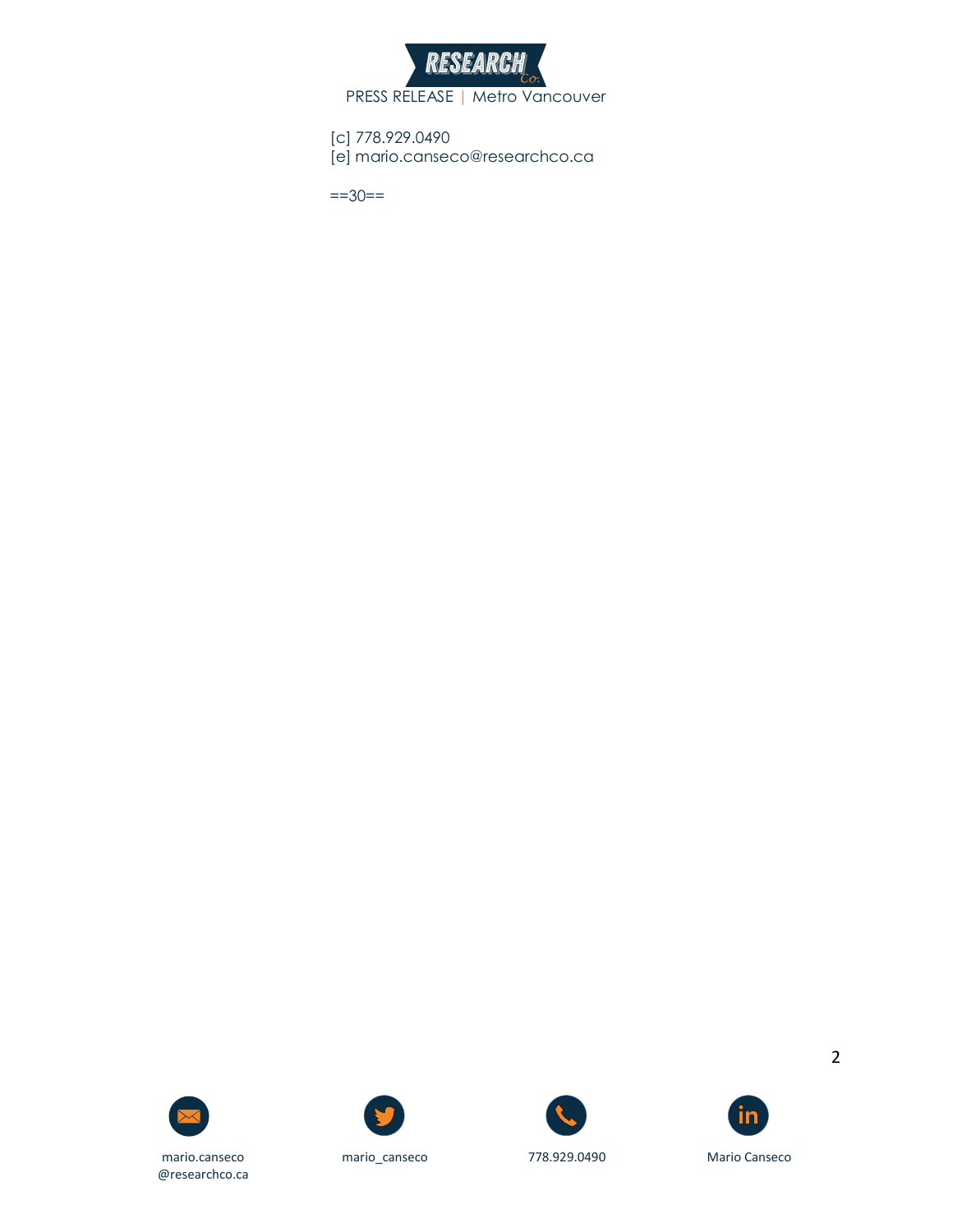[c] 778.929.0490
[e] mario.canseco@researchco.ca

==30==